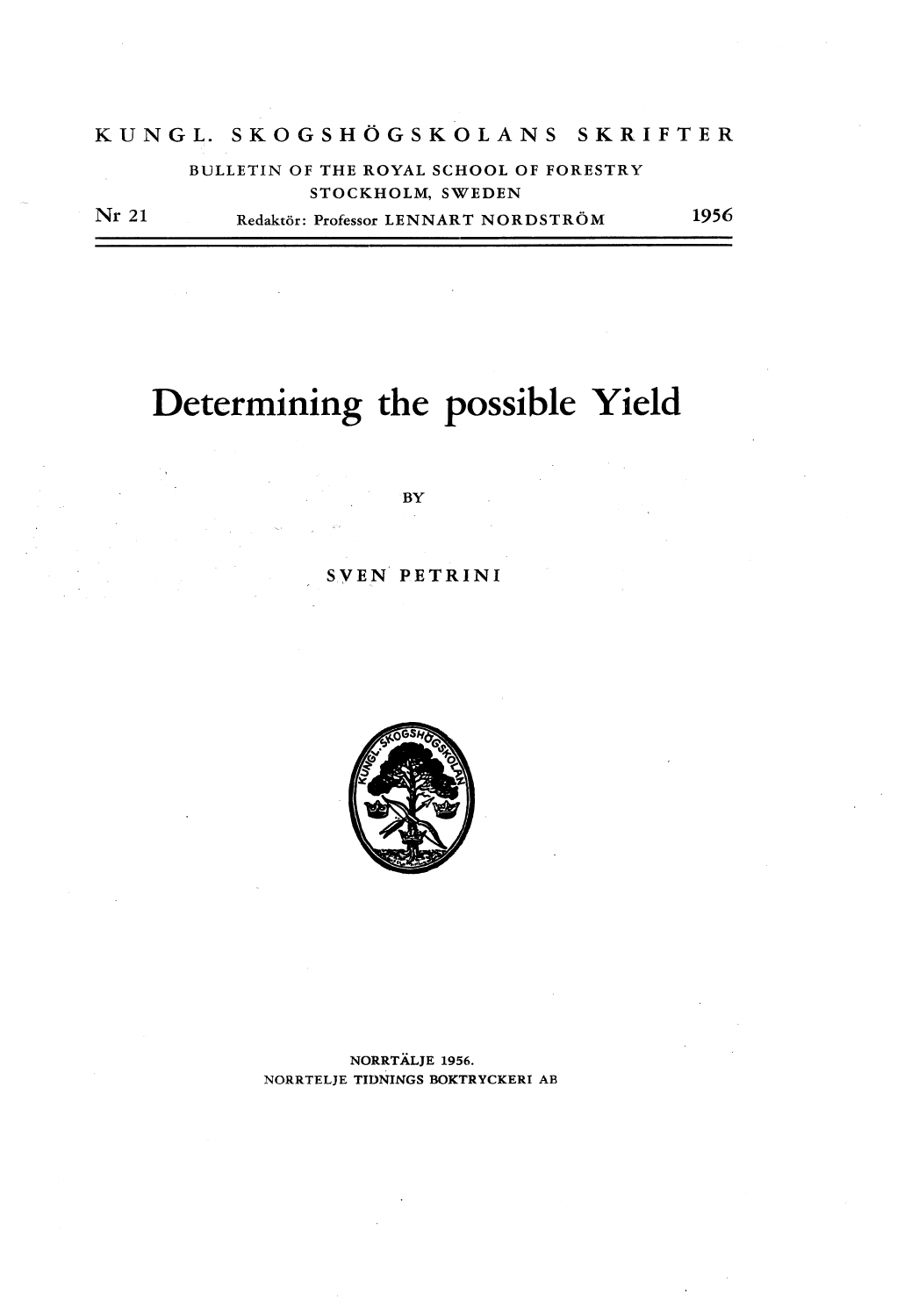KUNGL. SKOGSHÖGSKOLANS SKRIFTER

BULLETIN OF THE ROYAL SCHOOL OF FORESTRY
STOCKHOLM, SWEDEN

Nr 21 Redaktör: Professor LENNART NORDSTRÖM 1956

# Determining the possible Yield

BY

SVEN PETRINI

NORRTÄLJE 1956.
NORRTELJE TIDNINGS BOKTRYCKERI AB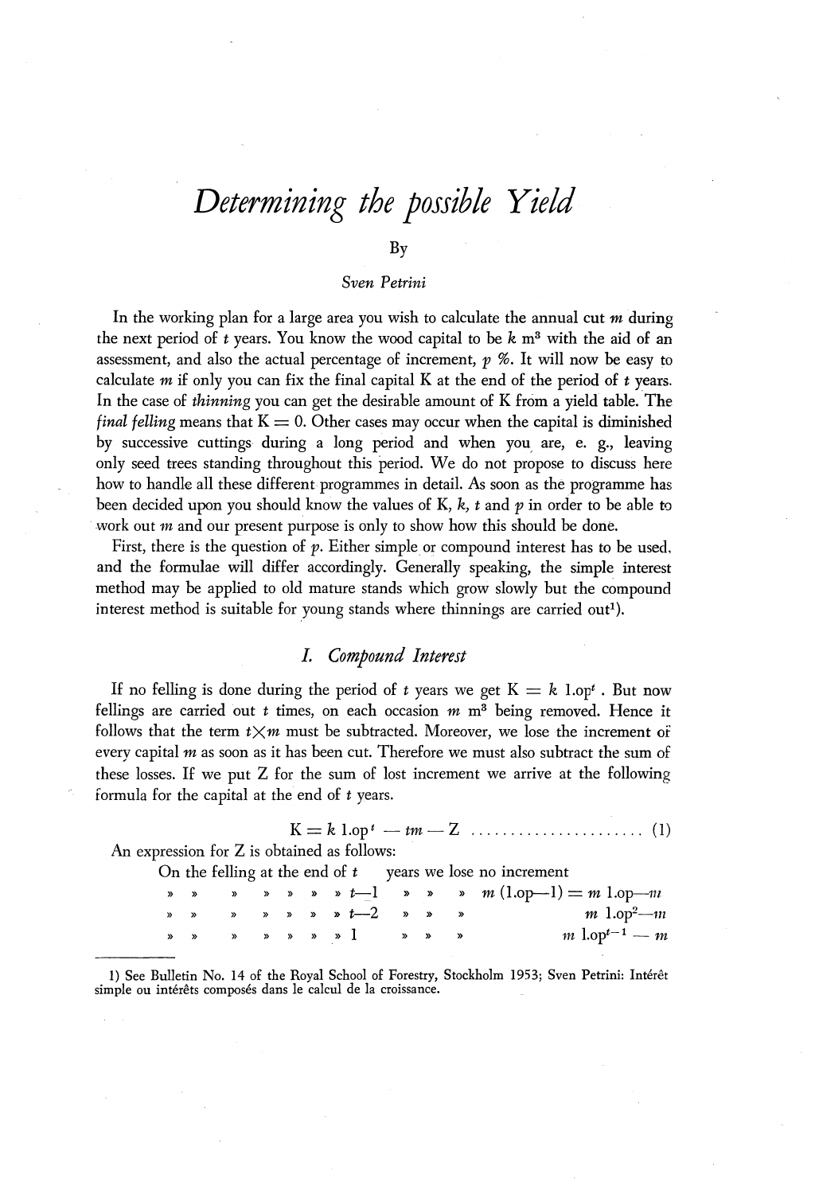# *Determining the possible Yield*

By

*Sven Petrini*

In the working plan for a large area you wish to calculate the annual cut $m$ during the next period of $t$ years. You know the wood capital to be $k$ $m^3$ with the aid of an assessment, and also the actual percentage of increment, $p$ %. It will now be easy to calculate $m$ if only you can fix the final capital K at the end of the period of $t$ years. In the case of *thinning* you can get the desirable amount of K from a yield table. The *final felling* means that $K = 0$. Other cases may occur when the capital is diminished by successive cuttings during a long period and when you are, e. g., leaving only seed trees standing throughout this period. We do not propose to discuss here how to handle all these different programmes in detail. As soon as the programme has been decided upon you should know the values of K, $k$, $t$ and $p$ in order to be able to work out $m$ and our present purpose is only to show how this should be done.

First, there is the question of $p$. Either simple or compound interest has to be used, and the formulae will differ accordingly. Generally speaking, the simple interest method may be applied to old mature stands which grow slowly but the compound interest method is suitable for young stands where thinnings are carried out[1]).

## *I. Compound Interest*

If no felling is done during the period of $t$ years we get $K = k\ 1.0p^t$. But now fellings are carried out $t$ times, on each occasion $m$ $m^3$ being removed. Hence it follows that the term $t \times m$ must be subtracted. Moreover, we lose the increment of every capital $m$ as soon as it has been cut. Therefore we must also subtract the sum of these losses. If we put Z for the sum of lost increment we arrive at the following formula for the capital at the end of $t$ years.

$$K = k\ 1.0p^t - tm - Z \quad \ldots\ldots\ldots\ldots\ldots\ldots\ldots \quad (1)$$

An expression for Z is obtained as follows:

On the felling at the end of $t$ years we lose no increment

» » » » » » » $t-1$ » » » $m\,(1.0p-1) = m\ 1.0p - m$

» » » » » » » $t-2$ » » » $m\ 1.0p^2 - m$

» » » » » » » 1 » » » $m\ 1.0p^{t-1} - m$

---

1) See Bulletin No. 14 of the Royal School of Forestry, Stockholm 1953; Sven Petrini: Intérêt simple ou intérêts composés dans le calcul de la croissance.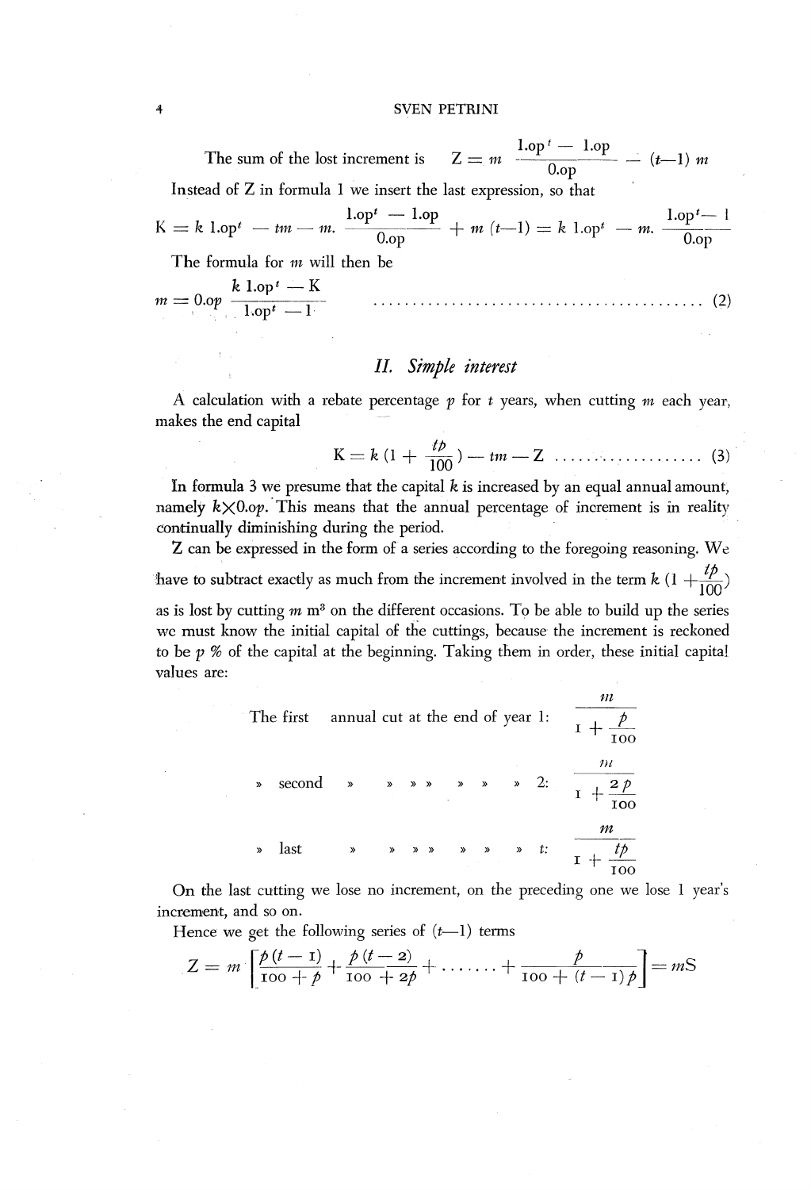The sum of the lost increment is $Z = m \dfrac{1.\text{op}^t - 1.\text{op}}{0.\text{op}} - (t-1)\,m$

Instead of Z in formula 1 we insert the last expression, so that

$$K = k\,1.\text{op}^t - tm - m.\,\frac{1.\text{op}^t - 1.\text{op}}{0.\text{op}} + m\,(t-1) = k\,1.\text{op}^t - m.\,\frac{1.\text{op}^t - 1}{0.\text{op}}$$

The formula for $m$ will then be

$$m = 0.\text{op}\,\frac{k\,1.\text{op}^t - K}{1.\text{op}^t - 1} \quad \ldots\ldots\ldots\ldots\ldots\ldots\ldots\ldots\ldots\ldots\ldots\ldots \quad (2)$$

## II. *Simple interest*

A calculation with a rebate percentage $p$ for $t$ years, when cutting $m$ each year, makes the end capital

$$K = k\left(1 + \frac{tp}{100}\right) - tm - Z \quad \ldots\ldots\ldots\ldots\ldots\ldots \quad (3)$$

In formula 3 we presume that the capital $k$ is increased by an equal annual amount, namely $k \times 0.\text{o}p$. This means that the annual percentage of increment is in reality continually diminishing during the period.

Z can be expressed in the form of a series according to the foregoing reasoning. We have to subtract exactly as much from the increment involved in the term $k\left(1 + \frac{tp}{100}\right)$ as is lost by cutting $m$ m$^3$ on the different occasions. To be able to build up the series we must know the initial capital of the cuttings, because the increment is reckoned to be $p$ % of the capital at the beginning. Taking them in order, these initial capital values are:

The first annual cut at the end of year 1: $\dfrac{m}{1 + \frac{p}{100}}$

» second » » » » » » » 2: $\dfrac{m}{1 + \frac{2p}{100}}$

» last » » » » » » » $t$: $\dfrac{m}{1 + \frac{tp}{100}}$

On the last cutting we lose no increment, on the preceding one we lose 1 year's increment, and so on.

Hence we get the following series of $(t-1)$ terms

$$Z = m\left[\frac{p(t-1)}{100 + p} + \frac{p(t-2)}{100 + 2p} + \ldots\ldots + \frac{p}{100 + (t-1)p}\right] = mS$$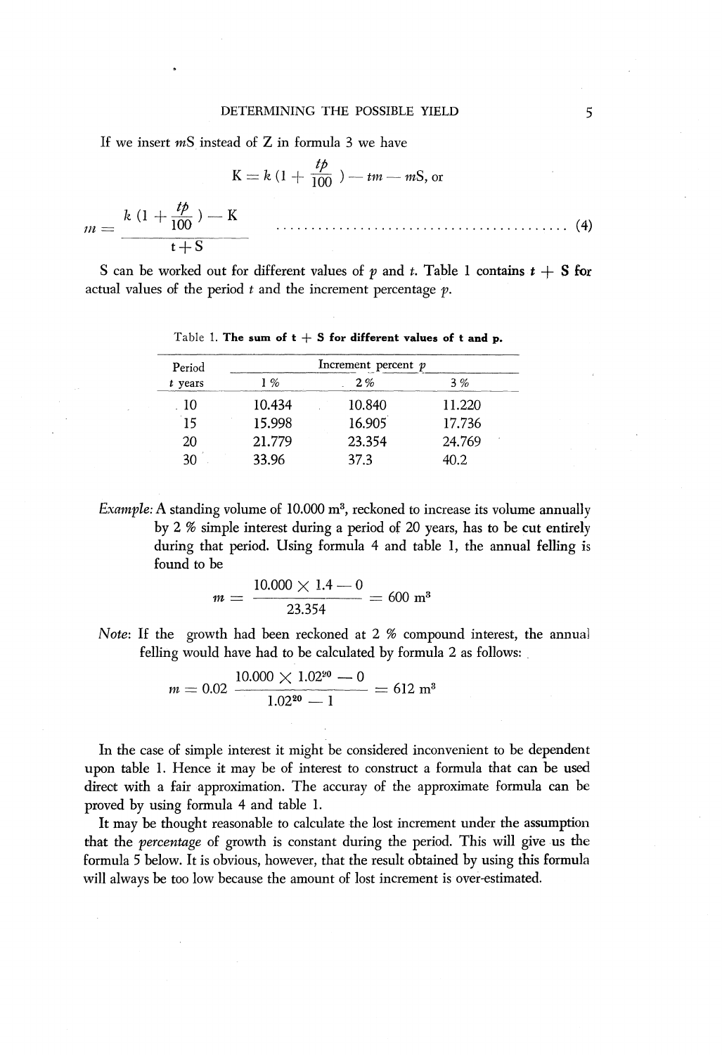If we insert $mS$ instead of $Z$ in formula 3 we have

$$K = k\left(1 + \frac{tp}{100}\right) - tm - mS, \text{ or}$$

$$m = \frac{k\left(1 + \frac{tp}{100}\right) - K}{t + S} \qquad (4)$$

S can be worked out for different values of $p$ and $t$. Table 1 contains $t + S$ for actual values of the period $t$ and the increment percentage $p$.

Table 1. **The sum of t + S for different values of t and p.**

| Period | Increment percent $p$ | | |
|---|---|---|---|
| $t$ years | 1 % | 2 % | 3 % |
| 10 | 10.434 | 10.840 | 11.220 |
| 15 | 15.998 | 16.905 | 17.736 |
| 20 | 21.779 | 23.354 | 24.769 |
| 30 | 33.96 | 37.3 | 40.2 |

*Example:* A standing volume of 10.000 m³, reckoned to increase its volume annually by 2 % simple interest during a period of 20 years, has to be cut entirely during that period. Using formula 4 and table 1, the annual felling is found to be

$$m = \frac{10.000 \times 1.4 - 0}{23.354} = 600 \text{ m}^3$$

*Note:* If the growth had been reckoned at 2 % compound interest, the annual felling would have had to be calculated by formula 2 as follows:

$$m = 0.02 \frac{10.000 \times 1.02^{20} - 0}{1.02^{20} - 1} = 612 \text{ m}^3$$

In the case of simple interest it might be considered inconvenient to be dependent upon table 1. Hence it may be of interest to construct a formula that can be used direct with a fair approximation. The accuray of the approximate formula can be proved by using formula 4 and table 1.

It may be thought reasonable to calculate the lost increment under the assumption that the *percentage* of growth is constant during the period. This will give us the formula 5 below. It is obvious, however, that the result obtained by using this formula will always be too low because the amount of lost increment is over-estimated.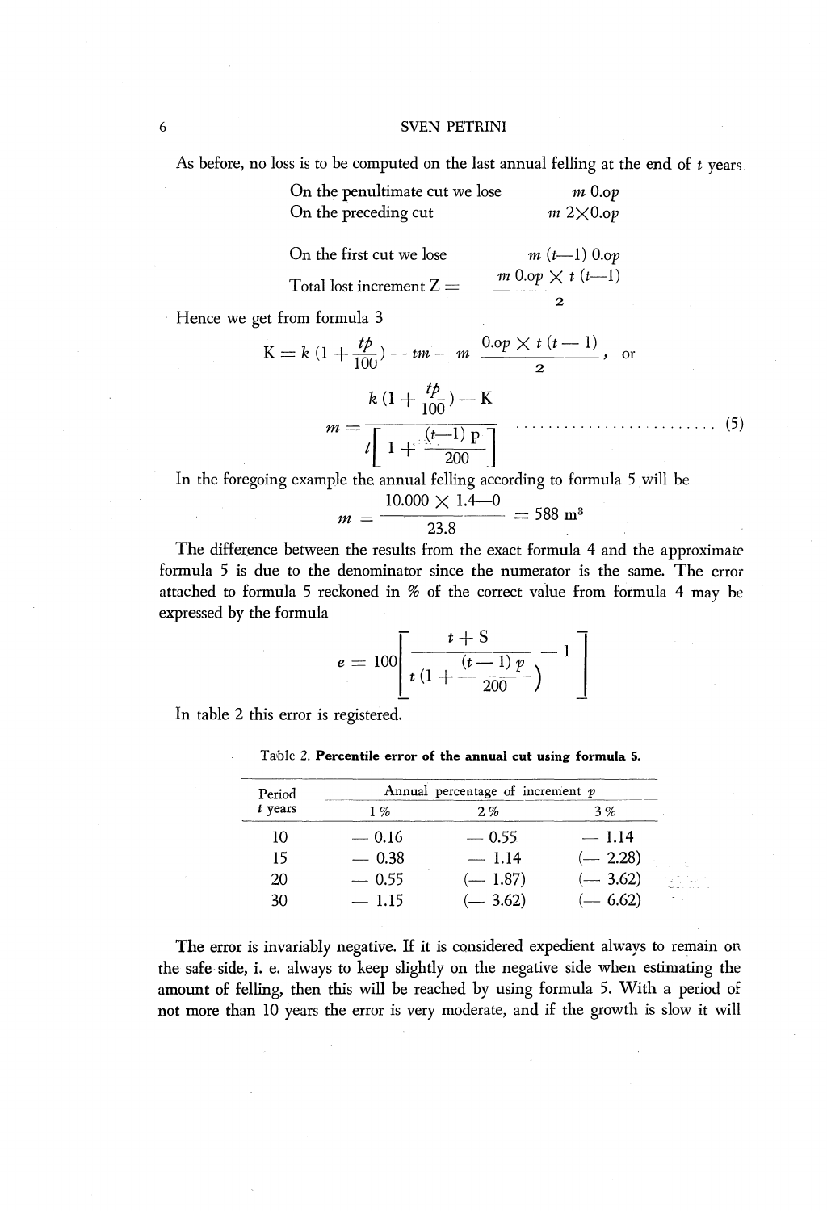As before, no loss is to be computed on the last annual felling at the end of $t$ years.

| | |
|---|---|
| On the penultimate cut we lose | $m\ 0.op$ |
| On the preceding cut | $m\ 2 \times 0.op$ |
| On the first cut we lose | $m\ (t-1)\ 0.op$ |
| Total lost increment Z = | $\dfrac{m\ 0.op \times t\ (t-1)}{2}$ |

Hence we get from formula 3

$$K = k\left(1 + \frac{tp}{100}\right) - tm - m\ \frac{0.op \times t\ (t-1)}{2}, \text{ or}$$

$$m = \frac{k\left(1 + \frac{tp}{100}\right) - K}{t\left[1 + \frac{(t-1)\ p}{200}\right]} \qquad (5)$$

In the foregoing example the annual felling according to formula 5 will be

$$m = \frac{10.000 \times 1.4 - 0}{23.8} = 588 \text{ m}^3$$

The difference between the results from the exact formula 4 and the approximate formula 5 is due to the denominator since the numerator is the same. The error attached to formula 5 reckoned in % of the correct value from formula 4 may be expressed by the formula

$$e = 100\left[\frac{t + S}{t\left(1 + \frac{(t-1)\ p}{200}\right)} - 1\right]$$

In table 2 this error is registered.

Table 2. **Percentile error of the annual cut using formula 5.**

| Period $t$ years | Annual percentage of increment $p$ | | |
|---|---|---|---|
| | 1 % | 2 % | 3 % |
| 10 | — 0.16 | — 0.55 | — 1.14 |
| 15 | — 0.38 | — 1.14 | (— 2.28) |
| 20 | — 0.55 | (— 1.87) | (— 3.62) |
| 30 | — 1.15 | (— 3.62) | (— 6.62) |

The error is invariably negative. If it is considered expedient always to remain on the safe side, i. e. always to keep slightly on the negative side when estimating the amount of felling, then this will be reached by using formula 5. With a period of not more than 10 years the error is very moderate, and if the growth is slow it will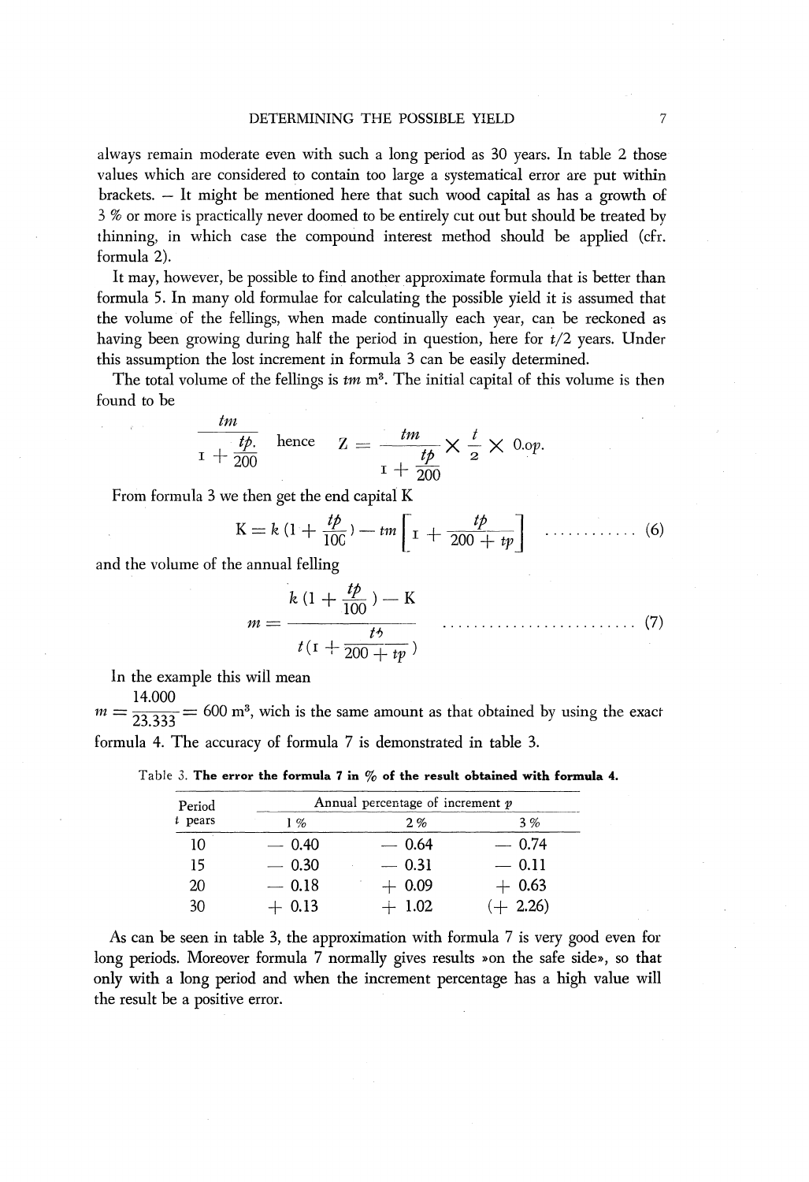always remain moderate even with such a long period as 30 years. In table 2 those values which are considered to contain too large a systematical error are put within brackets. – It might be mentioned here that such wood capital as has a growth of 3 % or more is practically never doomed to be entirely cut out but should be treated by thinning, in which case the compound interest method should be applied (cfr. formula 2).

It may, however, be possible to find another approximate formula that is better than formula 5. In many old formulae for calculating the possible yield it is assumed that the volume of the fellings, when made continually each year, can be reckoned as having been growing during half the period in question, here for $t/2$ years. Under this assumption the lost increment in formula 3 can be easily determined.

The total volume of the fellings is $tm$ m³. The initial capital of this volume is then found to be

$$\frac{tm}{1 + \frac{tp}{200}} \quad \text{hence} \quad Z = \frac{tm}{1 + \frac{tp}{200}} \times \frac{t}{2} \times 0.0p.$$

From formula 3 we then get the end capital K

$$K = k\,(1 + \frac{tp}{100}) - tm\left[1 + \frac{tp}{200 + tp}\right] \qquad (6)$$

and the volume of the annual felling

$$m = \frac{k\,(1 + \frac{tp}{100}) - K}{t(1 + \frac{tp}{200 + tp})} \qquad (7)$$

In the example this will mean

$m = \frac{14.000}{23.333} = 600$ m³, wich is the same amount as that obtained by using the exact formula 4. The accuracy of formula 7 is demonstrated in table 3.

Table 3. **The error the formula 7 in % of the result obtained with formula 4.**

| Period $t$ years | Annual percentage of increment $p$ | | |
|---|---|---|---|
| | 1 % | 2 % | 3 % |
| 10 | – 0.40 | – 0.64 | – 0.74 |
| 15 | – 0.30 | – 0.31 | – 0.11 |
| 20 | – 0.18 | + 0.09 | + 0.63 |
| 30 | + 0.13 | + 1.02 | (+ 2.26) |

As can be seen in table 3, the approximation with formula 7 is very good even for long periods. Moreover formula 7 normally gives results »on the safe side», so that only with a long period and when the increment percentage has a high value will the result be a positive error.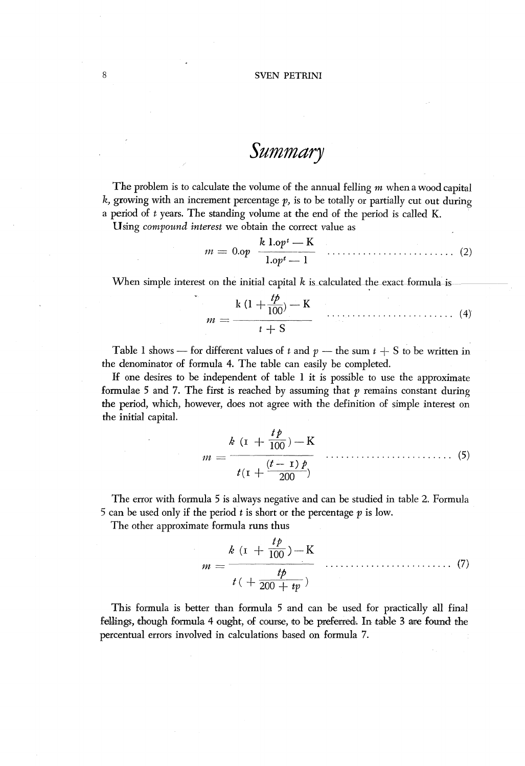# *Summary*

The problem is to calculate the volume of the annual felling $m$ when a wood capital $k$, growing with an increment percentage $p$, is to be totally or partially cut out during a period of $t$ years. The standing volume at the end of the period is called K.

Using *compound interest* we obtain the correct value as

$$m = 0.op \frac{k \, 1.op^t - K}{1.op^t - 1} \quad \text{.........................} \quad (2)$$

When simple interest on the initial capital $k$ is calculated the exact formula is

$$m = \frac{k\,(1 + \frac{tp}{100}) - K}{t + S} \quad \text{.........................} \quad (4)$$

Table 1 shows — for different values of $t$ and $p$ — the sum $t + S$ to be written in the denominator of formula 4. The table can easily be completed.

If one desires to be independent of table 1 it is possible to use the approximate formulae 5 and 7. The first is reached by assuming that $p$ remains constant during the period, which, however, does not agree with the definition of simple interest on the initial capital.

$$m = \frac{k\,(1 + \frac{tp}{100}) - K}{t(1 + \frac{(t-1)\,p}{200})} \quad \text{.........................} \quad (5)$$

The error with formula 5 is always negative and can be studied in table 2. Formula 5 can be used only if the period $t$ is short or the percentage $p$ is low.

The other approximate formula runs thus

$$m = \frac{k\,(1 + \frac{tp}{100}) - K}{t(+ \frac{tp}{200 + tp})} \quad \text{.........................} \quad (7)$$

This formula is better than formula 5 and can be used for practically all final fellings, though formula 4 ought, of course, to be preferred. In table 3 are found the percentual errors involved in calculations based on formula 7.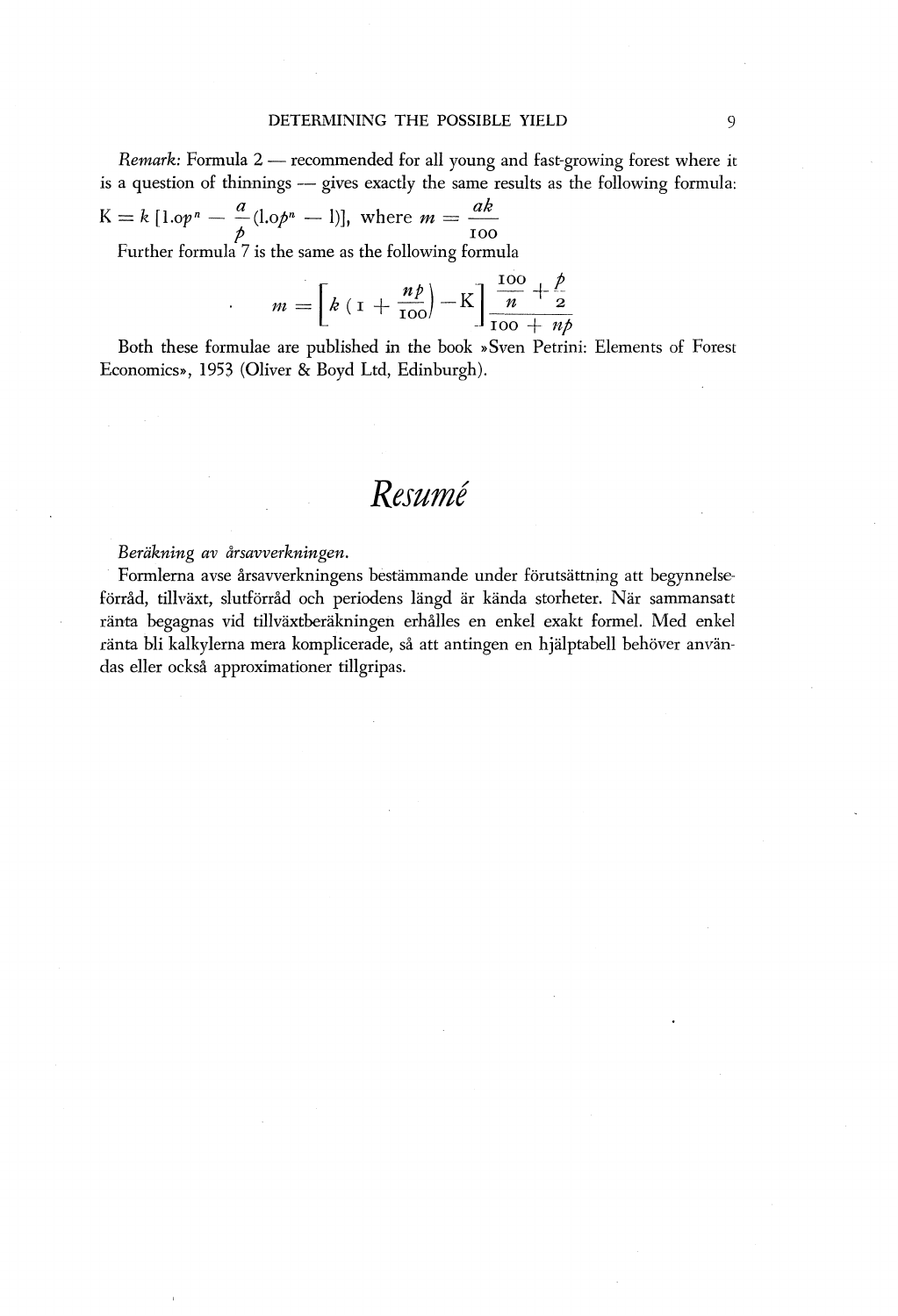*Remark:* Formula 2 — recommended for all young and fast-growing forest where it is a question of thinnings — gives exactly the same results as the following formula:

$K = k\,[1.0p^n - \frac{a}{p}(1.0p^n - 1)]$, where $m = \frac{ak}{100}$

Further formula 7 is the same as the following formula

$$m = \left[k\left(1 + \frac{np}{100}\right) - K\right]\frac{\frac{100}{n} + \frac{p}{2}}{100 + np}$$

Both these formulae are published in the book »Sven Petrini: Elements of Forest Economics», 1953 (Oliver & Boyd Ltd, Edinburgh).

# *Resumé*

*Beräkning av årsavverkningen.*

Formlerna avse årsavverkningens bestämmande under förutsättning att begynnelseförråd, tillväxt, slutförråd och periodens längd är kända storheter. När sammansatt ränta begagnas vid tillväxtberäkningen erhålles en enkel exakt formel. Med enkel ränta bli kalkylerna mera komplicerade, så att antingen en hjälptabell behöver användas eller också approximationer tillgripas.